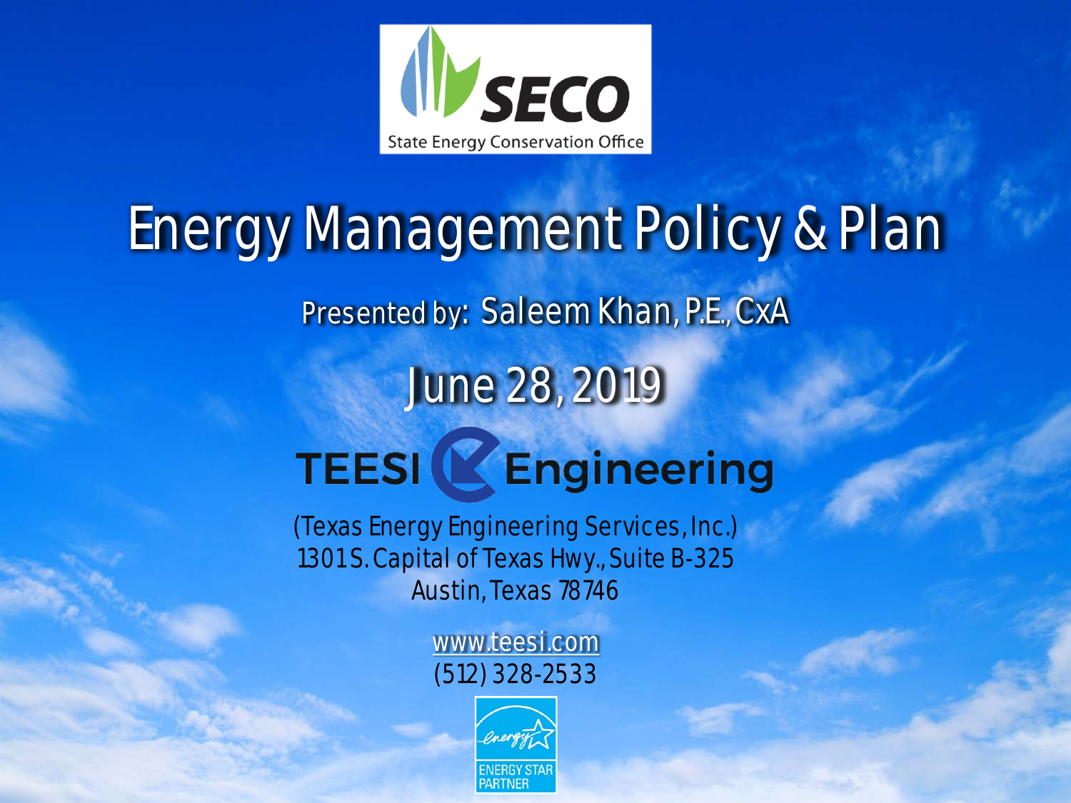SECO

State Energy Conservation Office

# Energy Management Policy & Plan

Presented by: Saleem Khan, P.E., CxA

June 28, 2019

TEESI Engineering

(Texas Energy Engineering Services, Inc.)
1301 S. Capital of Texas Hwy., Suite B-325
Austin, Texas 78746

www.teesi.com
(512) 328-2533

ENERGY STAR PARTNER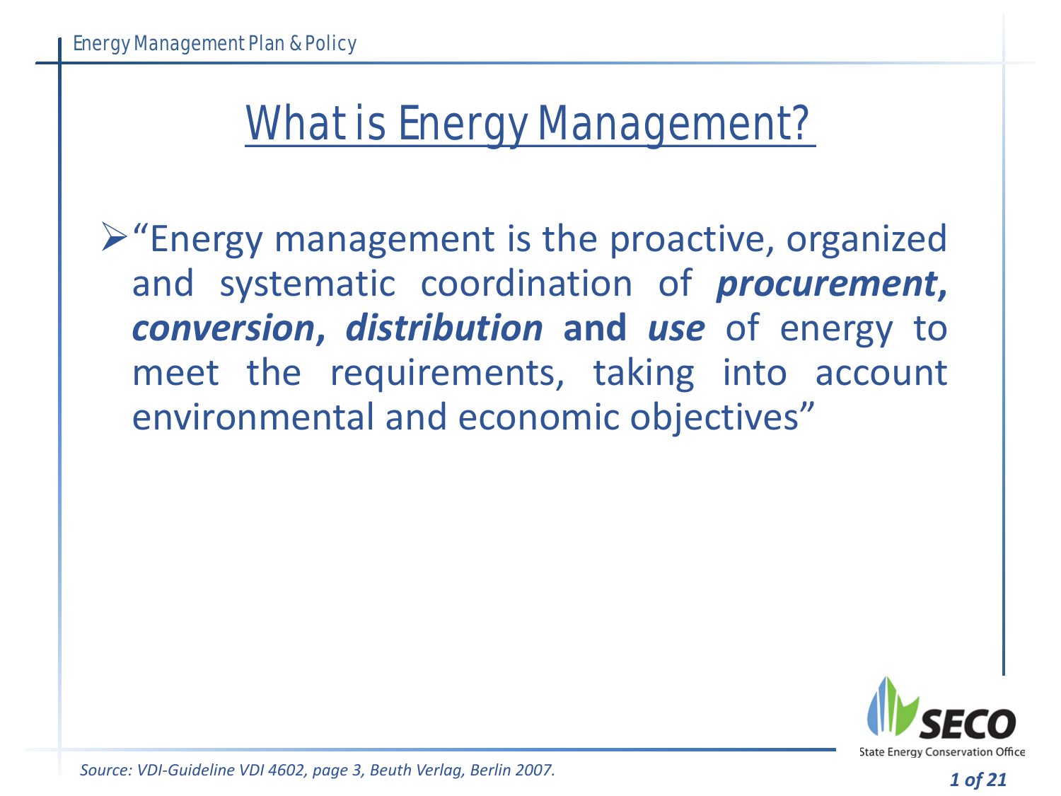# What is Energy Management?

- "Energy management is the proactive, organized and systematic coordination of ***procurement*, *conversion*, *distribution* and *use*** of energy to meet the requirements, taking into account environmental and economic objectives"

*Source: VDI-Guideline VDI 4602, page 3, Beuth Verlag, Berlin 2007.*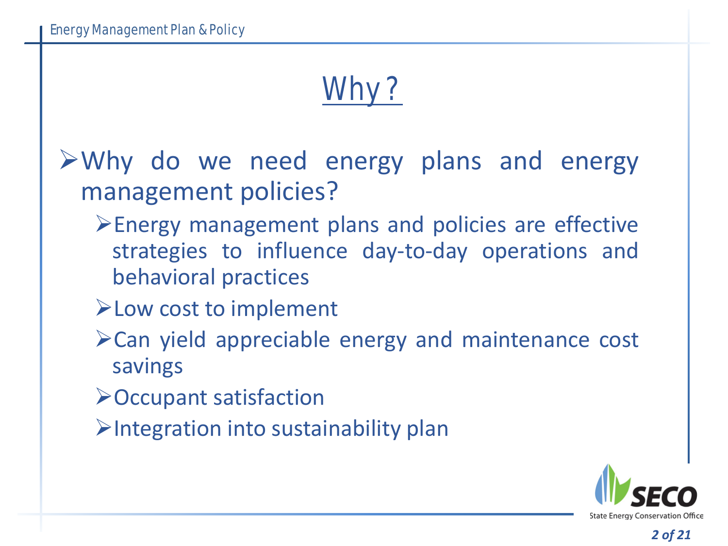# Why?

- Why do we need energy plans and energy management policies?
  - Energy management plans and policies are effective strategies to influence day-to-day operations and behavioral practices
  - Low cost to implement
  - Can yield appreciable energy and maintenance cost savings
  - Occupant satisfaction
  - Integration into sustainability plan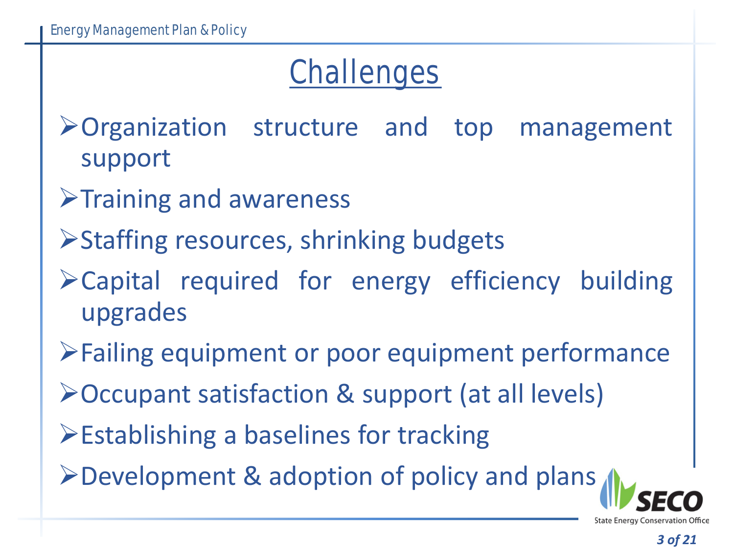# Challenges

- Organization structure and top management support
- Training and awareness
- Staffing resources, shrinking budgets
- Capital required for energy efficiency building upgrades
- Failing equipment or poor equipment performance
- Occupant satisfaction & support (at all levels)
- Establishing a baselines for tracking
- Development & adoption of policy and plans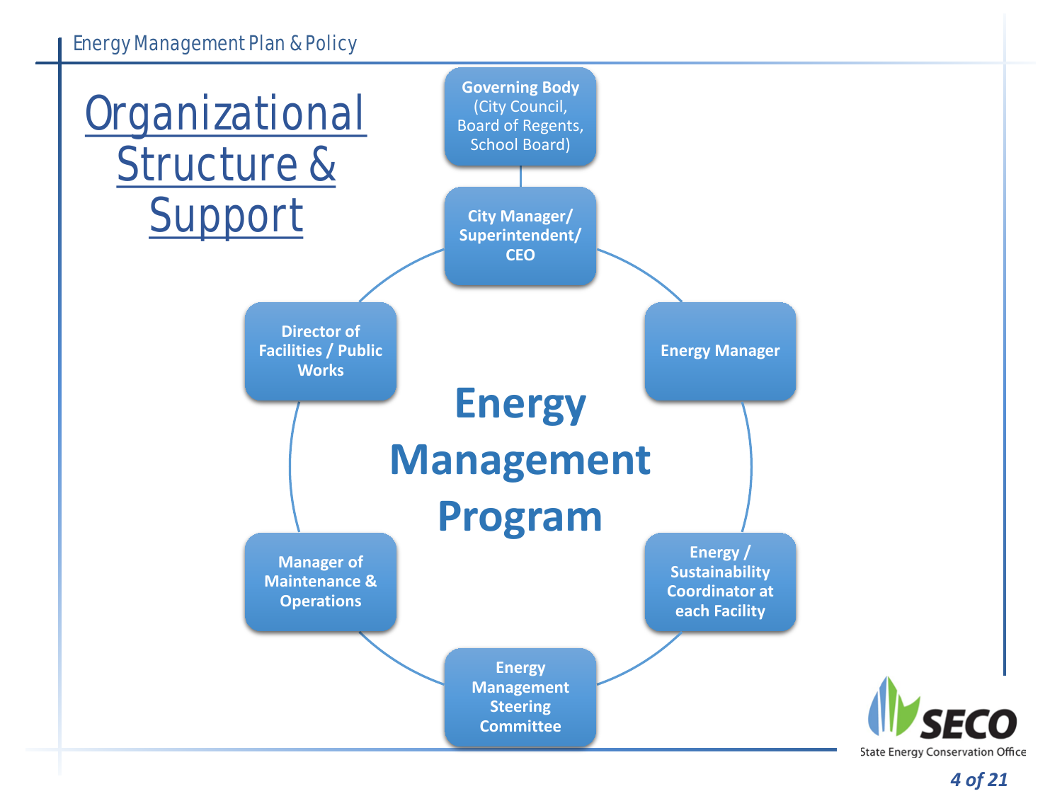# Organizational Structure & Support

**Energy Management Program**

- **Governing Body** (City Council, Board of Regents, School Board)
- **City Manager/ Superintendent/ CEO**
- **Energy Manager**
- **Energy / Sustainability Coordinator at each Facility**
- **Energy Management Steering Committee**
- **Manager of Maintenance & Operations**
- **Director of Facilities / Public Works**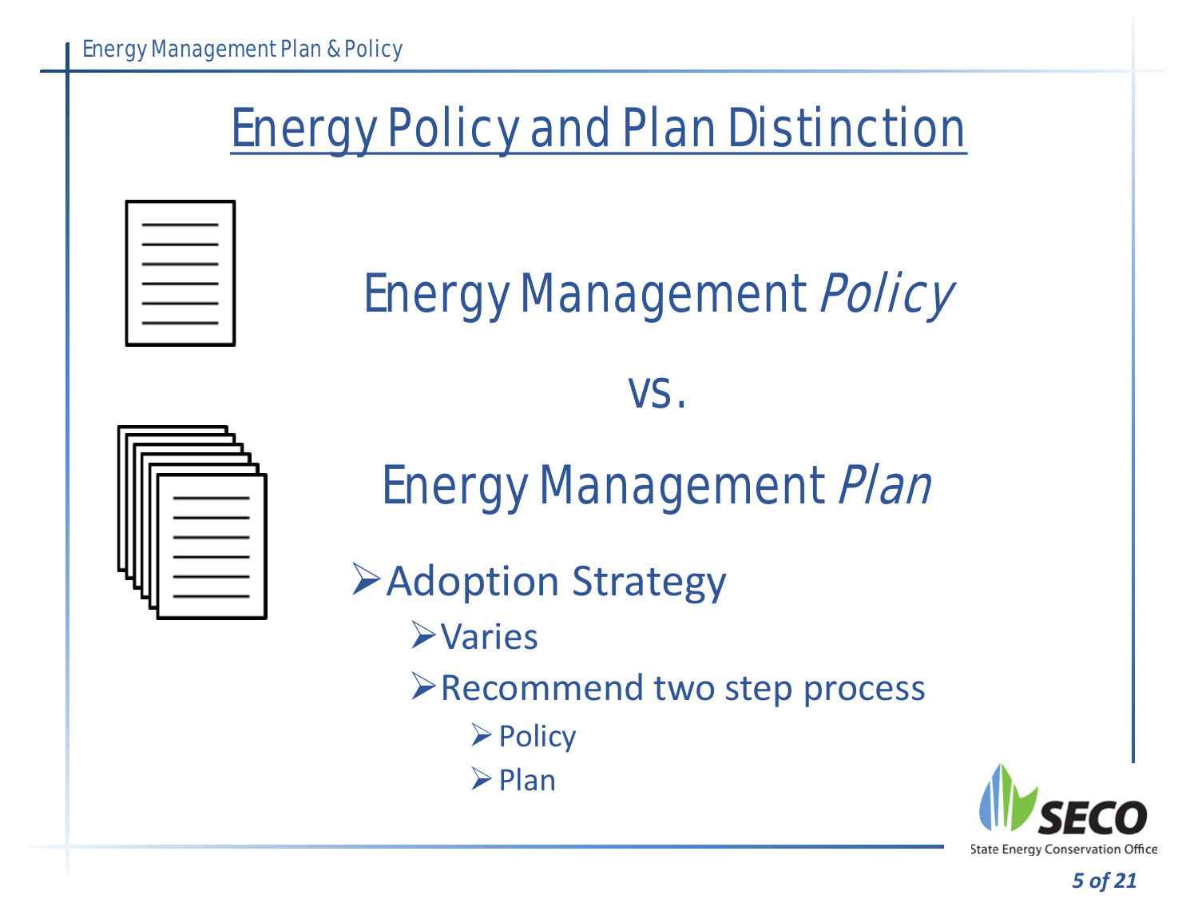# Energy Policy and Plan Distinction

## Energy Management *Policy*

vs.

## Energy Management *Plan*

- Adoption Strategy
  - Varies
  - Recommend two step process
    - Policy
    - Plan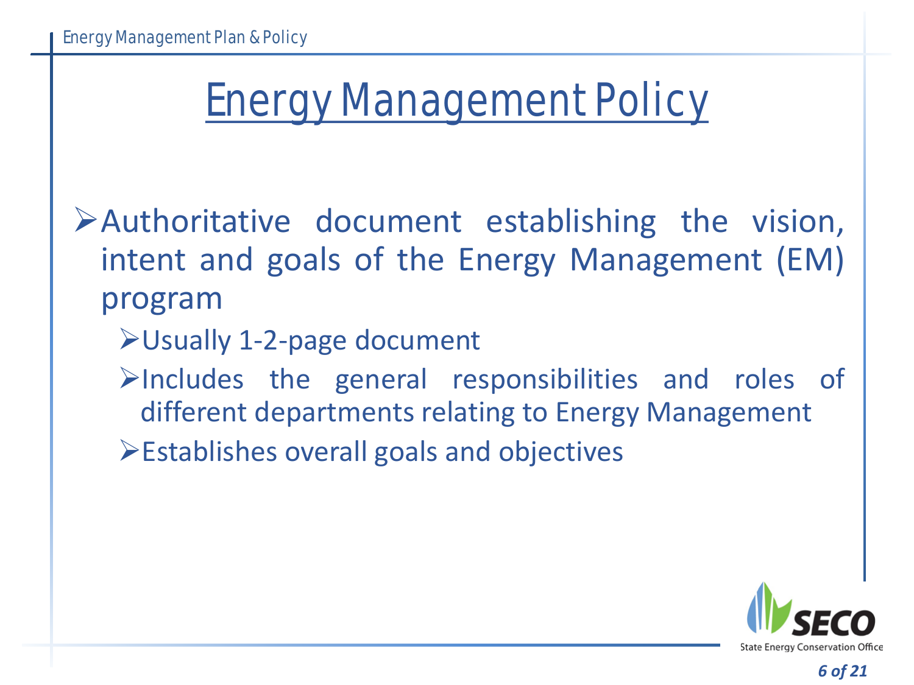# Energy Management Policy

- Authoritative document establishing the vision, intent and goals of the Energy Management (EM) program
  - Usually 1-2-page document
  - Includes the general responsibilities and roles of different departments relating to Energy Management
  - Establishes overall goals and objectives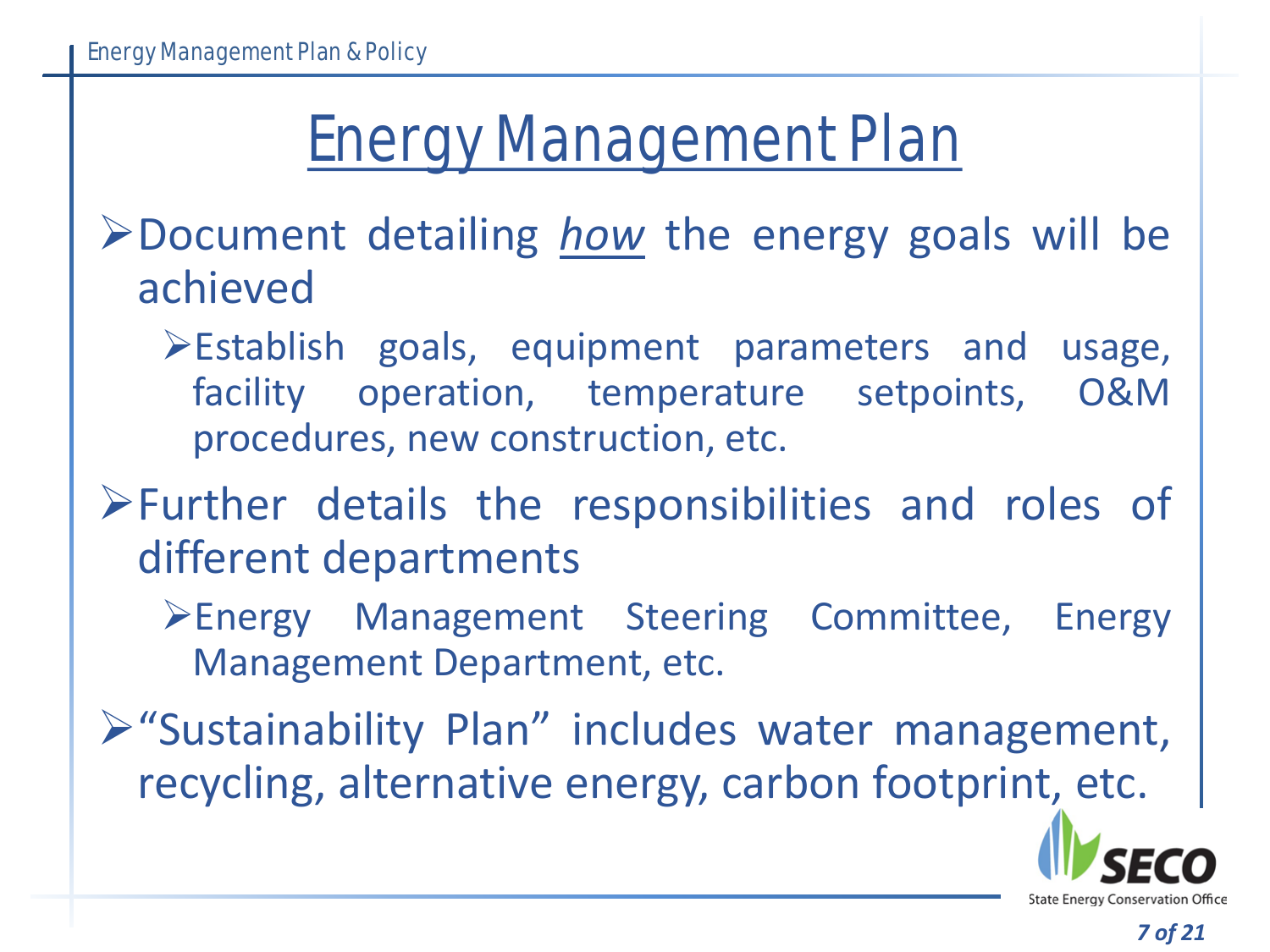# Energy Management Plan

- Document detailing *how* the energy goals will be achieved
  - Establish goals, equipment parameters and usage, facility operation, temperature setpoints, O&M procedures, new construction, etc.
- Further details the responsibilities and roles of different departments
  - Energy Management Steering Committee, Energy Management Department, etc.
- "Sustainability Plan" includes water management, recycling, alternative energy, carbon footprint, etc.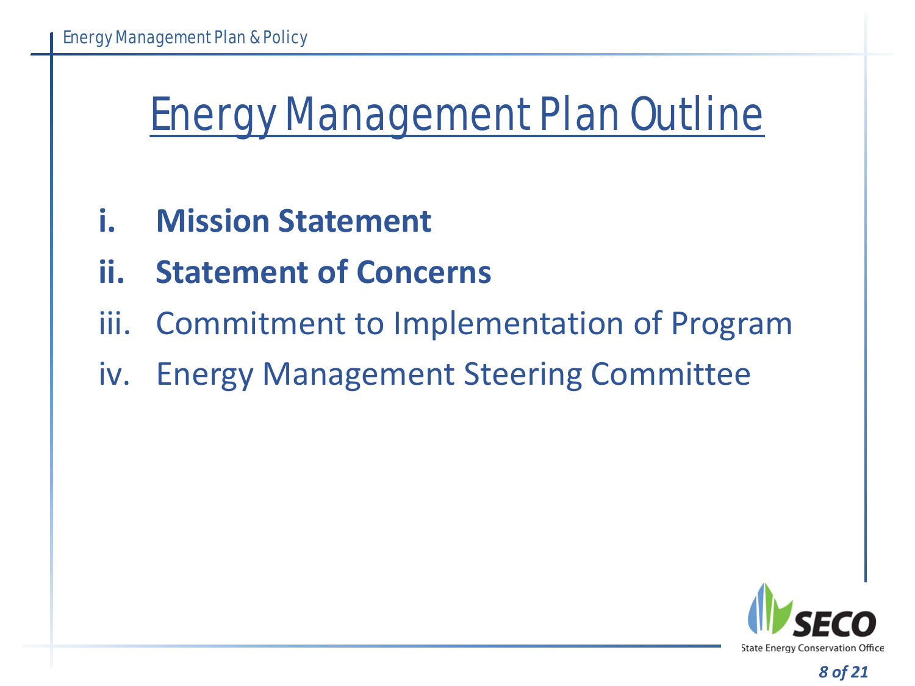# Energy Management Plan Outline

i. **Mission Statement**
ii. **Statement of Concerns**
iii. Commitment to Implementation of Program
iv. Energy Management Steering Committee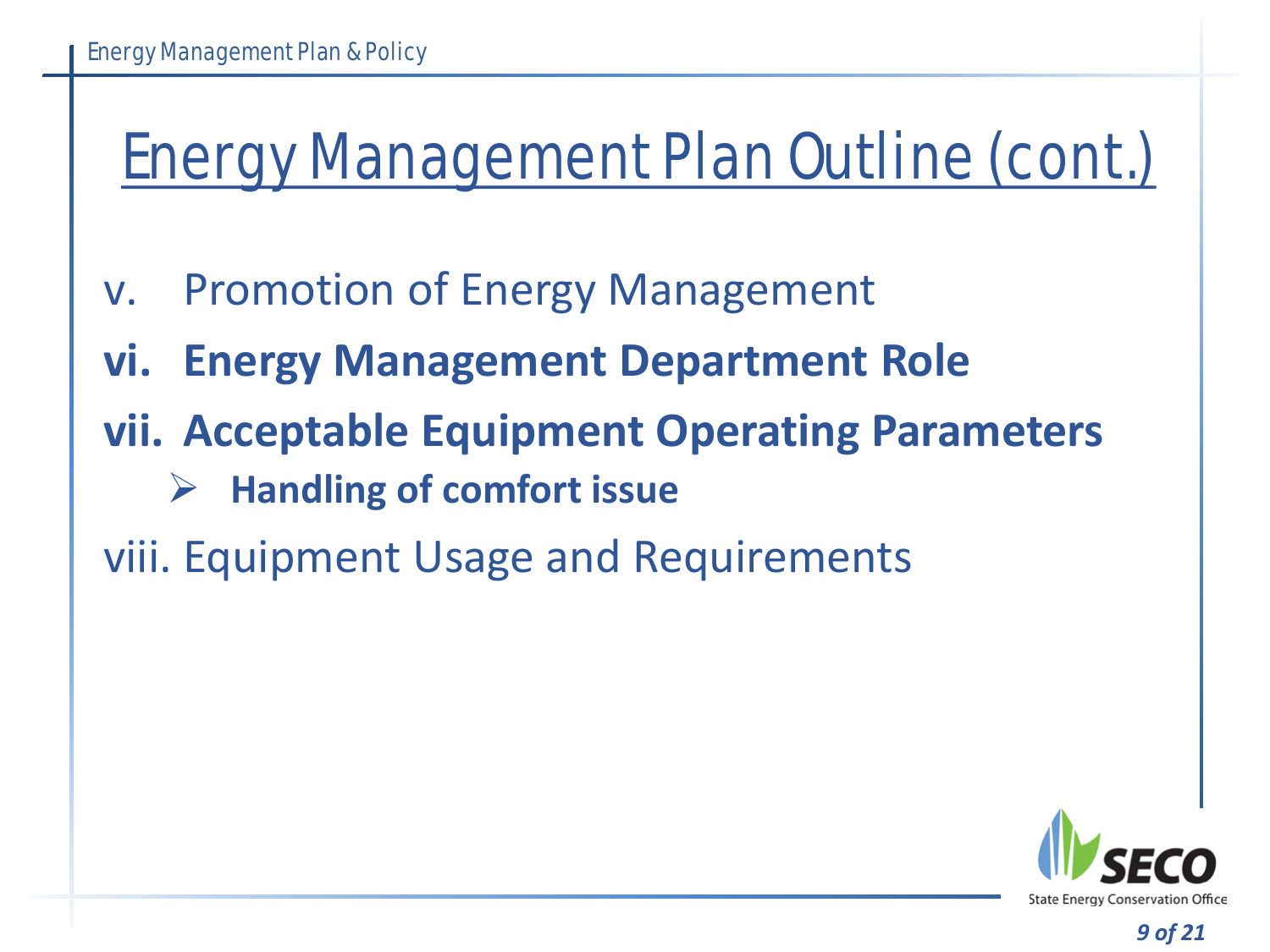# Energy Management Plan Outline (cont.)

v. Promotion of Energy Management

**vi. Energy Management Department Role**

**vii. Acceptable Equipment Operating Parameters**

- **Handling of comfort issue**

viii. Equipment Usage and Requirements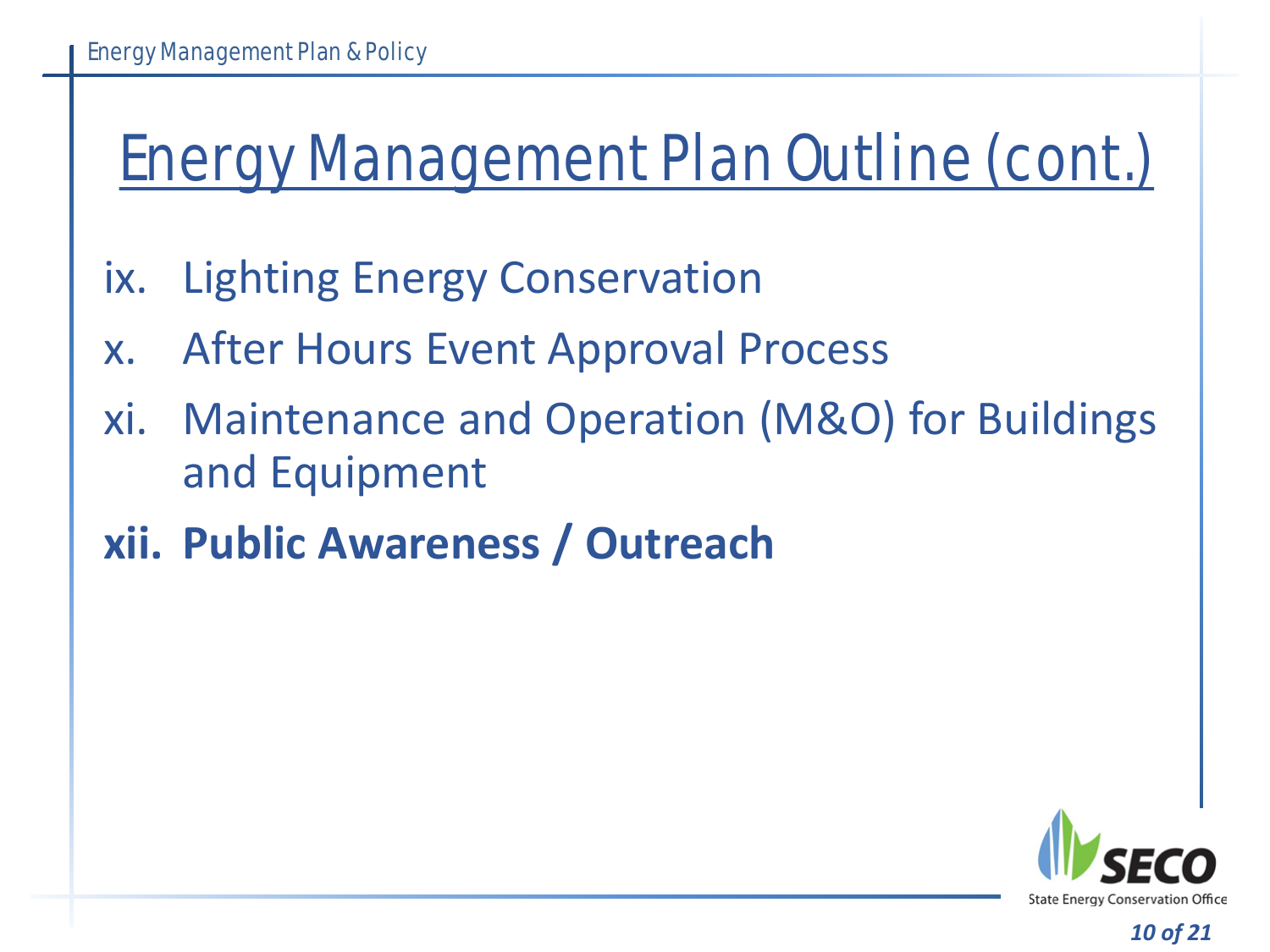# Energy Management Plan Outline (cont.)

ix. Lighting Energy Conservation

x. After Hours Event Approval Process

xi. Maintenance and Operation (M&O) for Buildings and Equipment

**xii. Public Awareness / Outreach**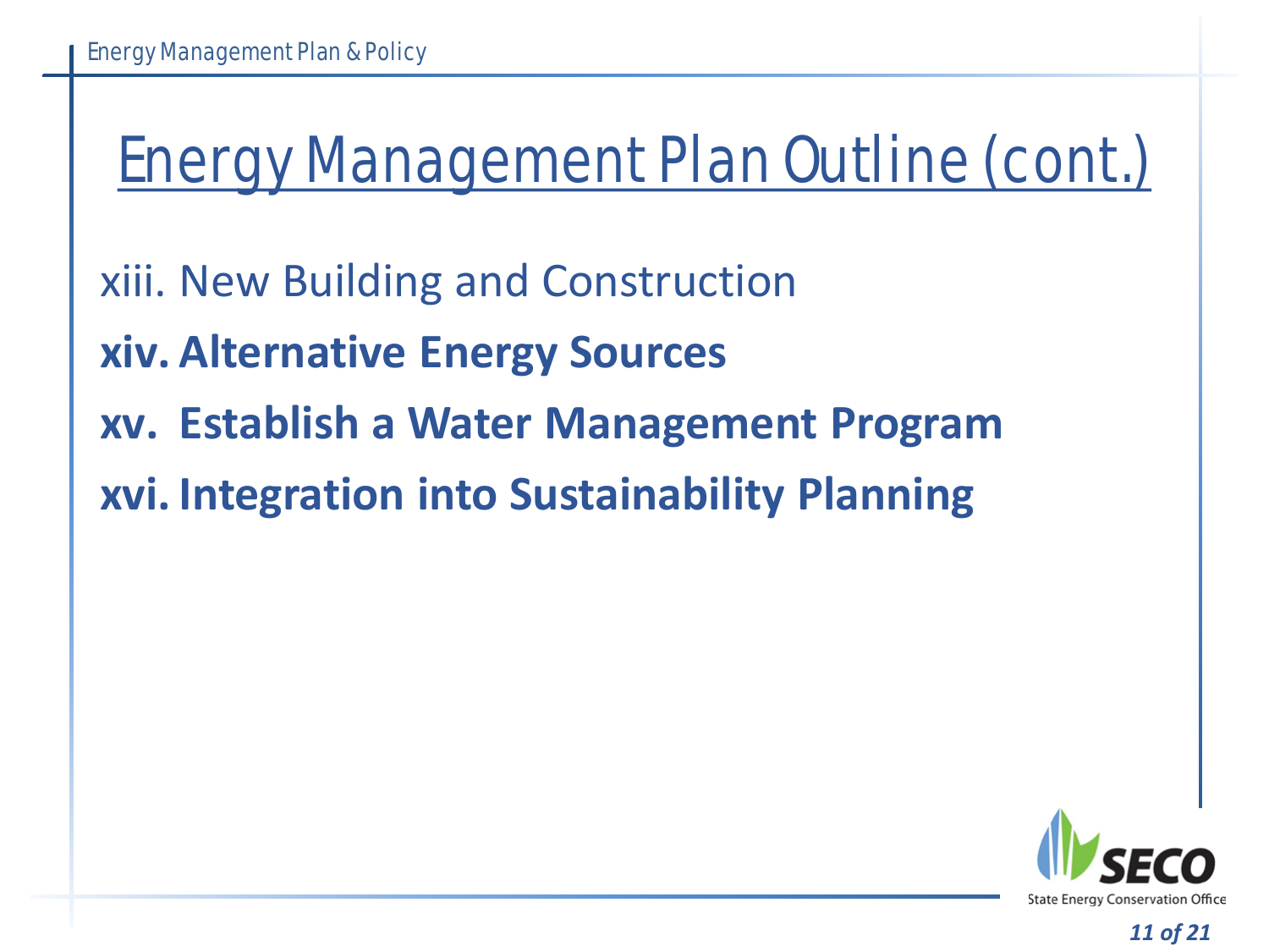# Energy Management Plan Outline (cont.)

xiii. New Building and Construction

**xiv. Alternative Energy Sources**

**xv. Establish a Water Management Program**

**xvi. Integration into Sustainability Planning**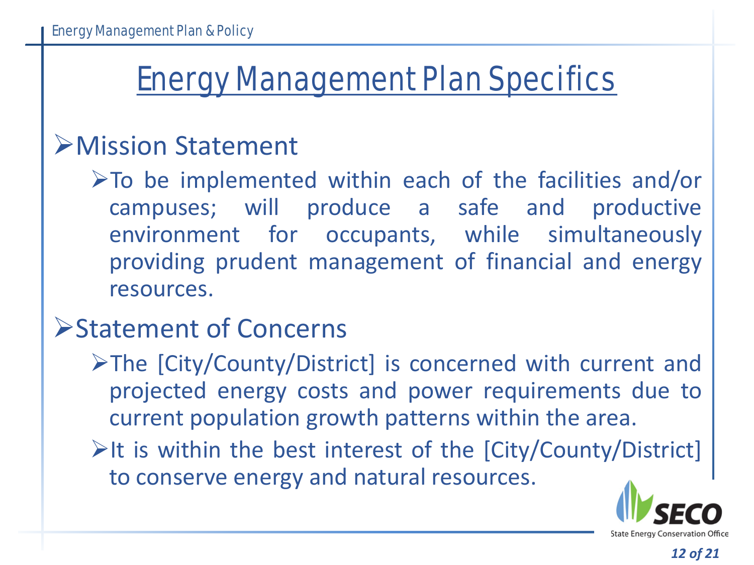# Energy Management Plan Specifics

- Mission Statement
  - To be implemented within each of the facilities and/or campuses; will produce a safe and productive environment for occupants, while simultaneously providing prudent management of financial and energy resources.
- Statement of Concerns
  - The [City/County/District] is concerned with current and projected energy costs and power requirements due to current population growth patterns within the area.
  - It is within the best interest of the [City/County/District] to conserve energy and natural resources.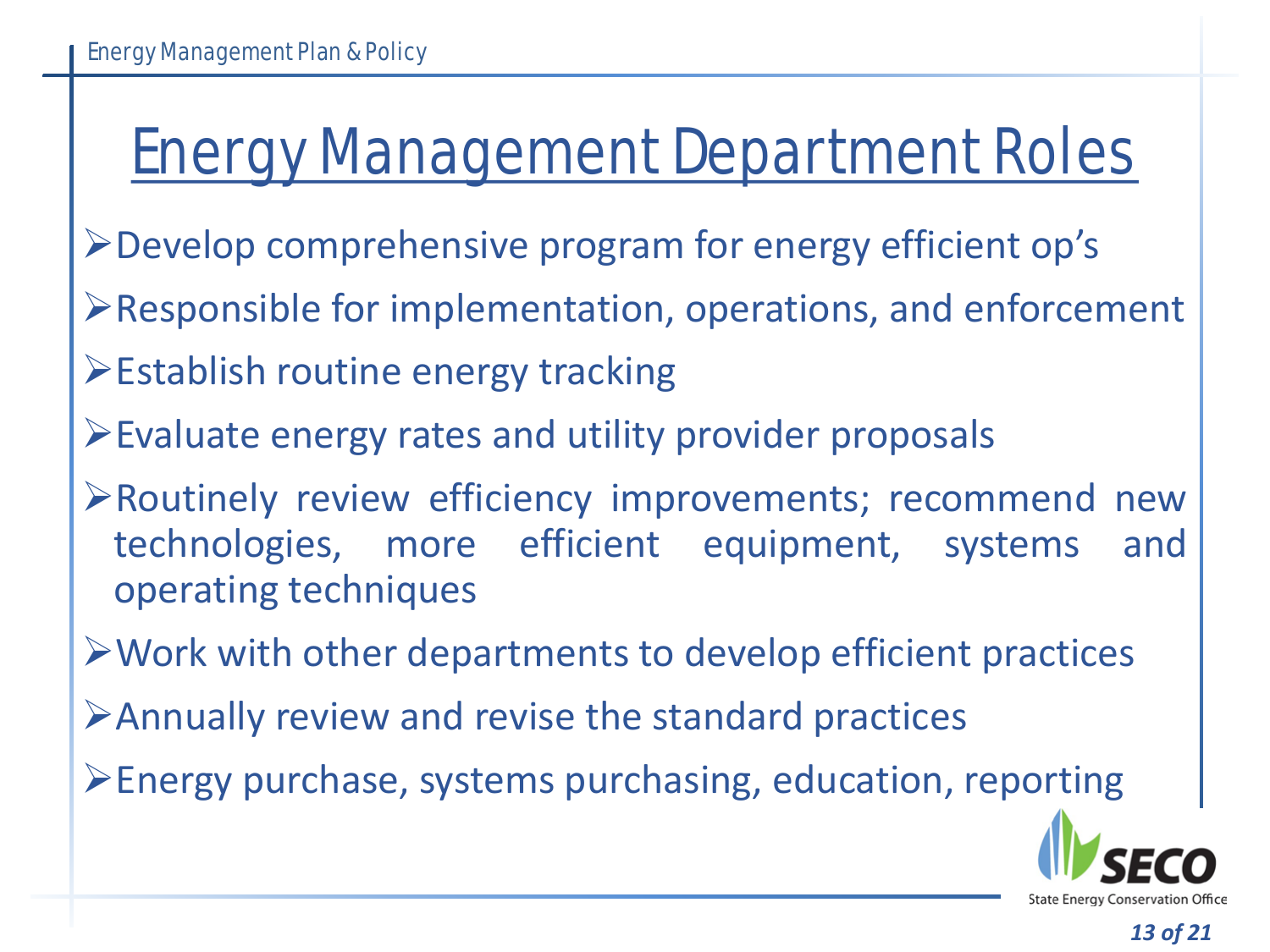# Energy Management Department Roles

- Develop comprehensive program for energy efficient op's
- Responsible for implementation, operations, and enforcement
- Establish routine energy tracking
- Evaluate energy rates and utility provider proposals
- Routinely review efficiency improvements; recommend new technologies, more efficient equipment, systems and operating techniques
- Work with other departments to develop efficient practices
- Annually review and revise the standard practices
- Energy purchase, systems purchasing, education, reporting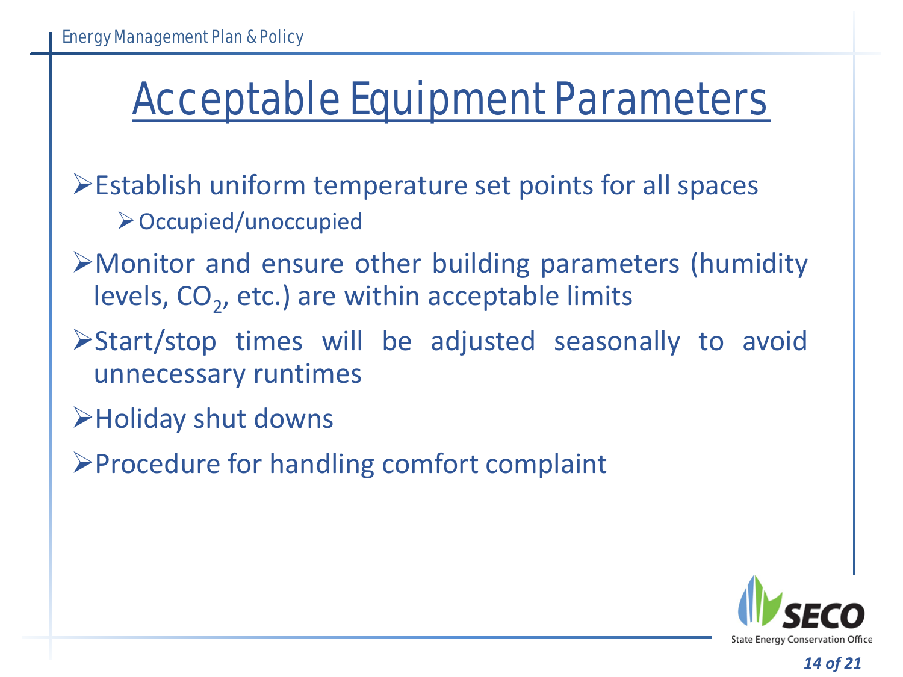# Acceptable Equipment Parameters

- Establish uniform temperature set points for all spaces
  - Occupied/unoccupied
- Monitor and ensure other building parameters (humidity levels, $CO_2$, etc.) are within acceptable limits
- Start/stop times will be adjusted seasonally to avoid unnecessary runtimes
- Holiday shut downs
- Procedure for handling comfort complaint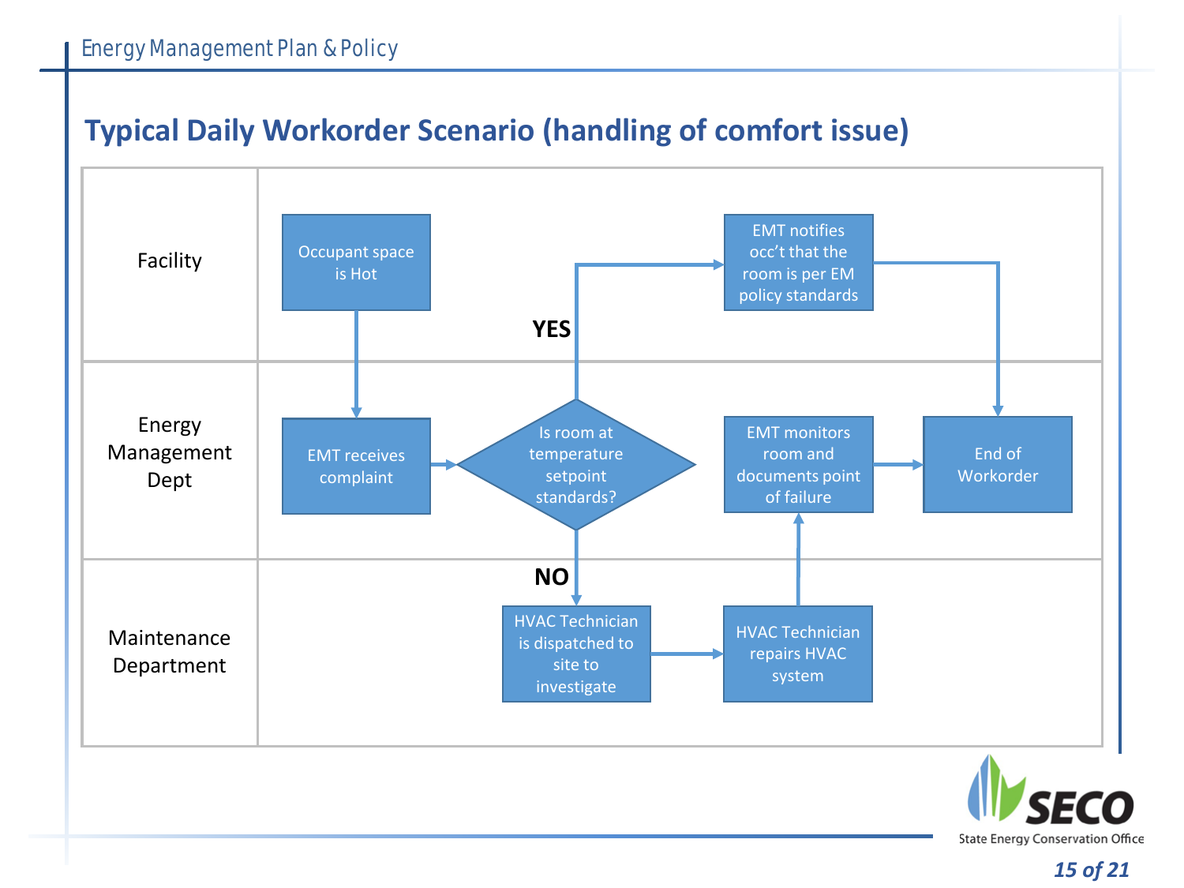## Typical Daily Workorder Scenario (handling of comfort issue)

| | | | | |
|---|---|---|---|---|
| **Facility** | Occupant space is Hot | | EMT notifies occ't that the room is per EM policy standards | |
| **Energy Management Dept** | EMT receives complaint | Is room at temperature setpoint standards? | EMT monitors room and documents point of failure | End of Workorder |
| **Maintenance Department** | | HVAC Technician is dispatched to site to investigate | HVAC Technician repairs HVAC system | |

- Occupant space is Hot → EMT receives complaint → Is room at temperature setpoint standards?
- **YES** → EMT notifies occ't that the room is per EM policy standards → End of Workorder
- **NO** → HVAC Technician is dispatched to site to investigate → HVAC Technician repairs HVAC system → EMT monitors room and documents point of failure → End of Workorder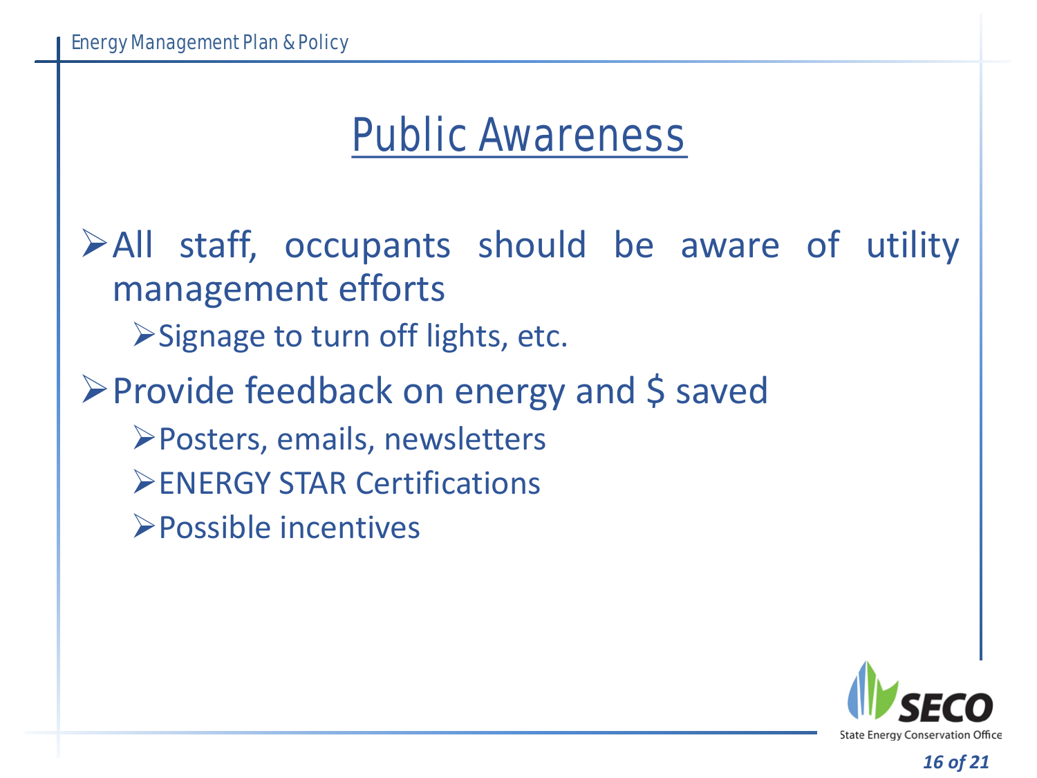# Public Awareness

- All staff, occupants should be aware of utility management efforts
  - Signage to turn off lights, etc.
- Provide feedback on energy and $ saved
  - Posters, emails, newsletters
  - ENERGY STAR Certifications
  - Possible incentives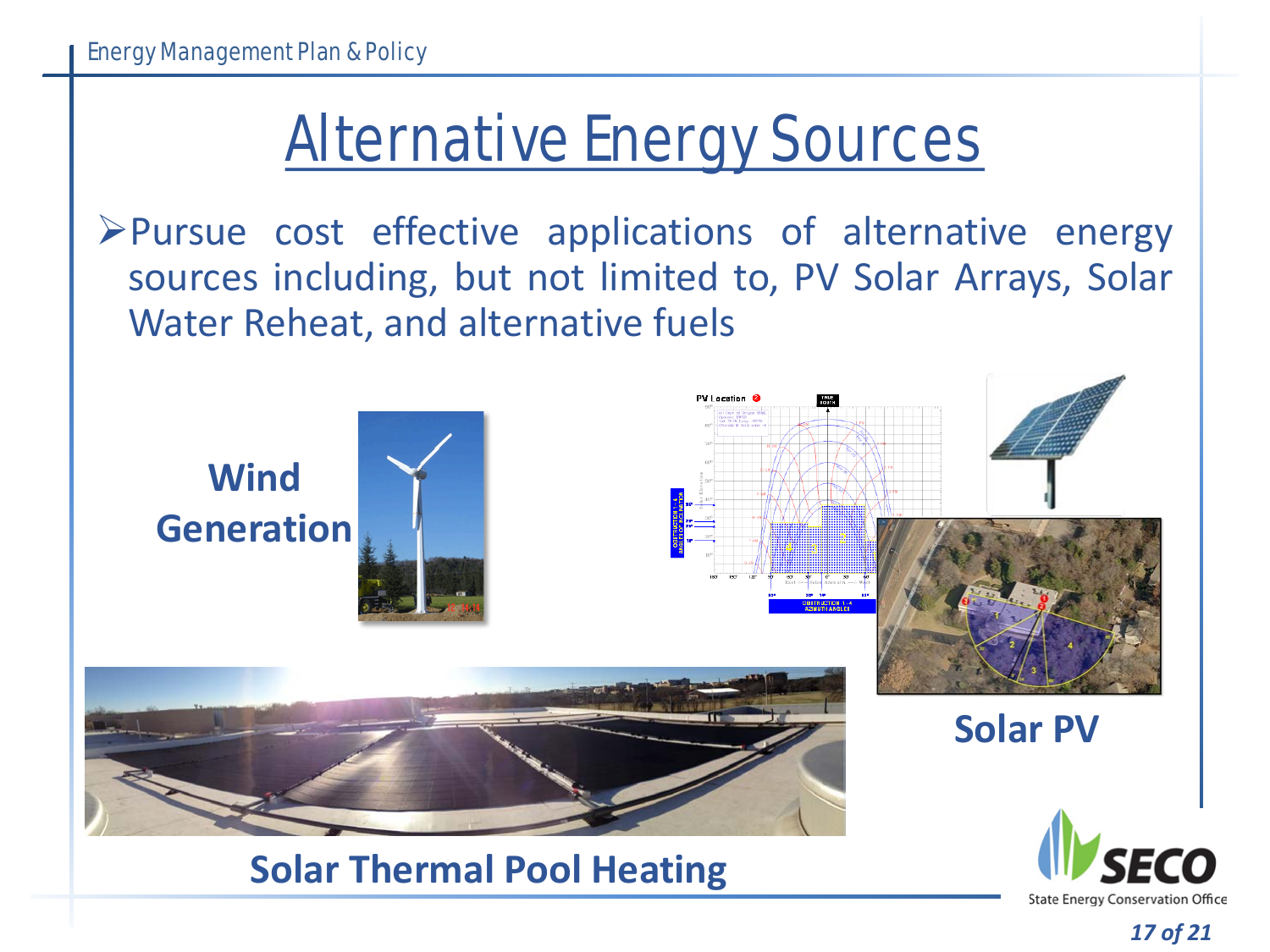# Alternative Energy Sources

- Pursue cost effective applications of alternative energy sources including, but not limited to, PV Solar Arrays, Solar Water Reheat, and alternative fuels

**Wind Generation**

**Solar PV**

**Solar Thermal Pool Heating**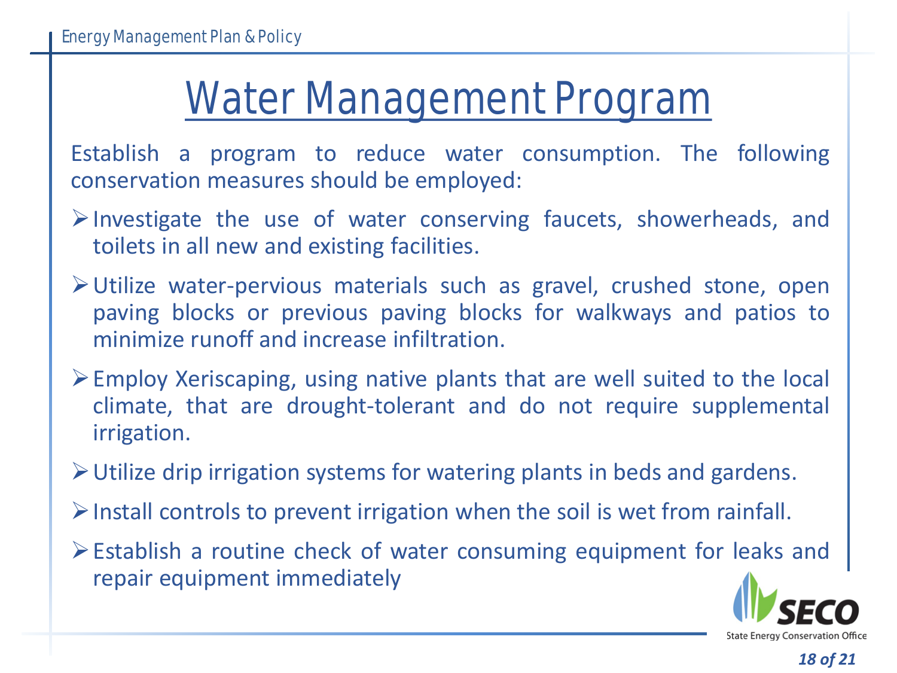# Water Management Program

Establish a program to reduce water consumption. The following conservation measures should be employed:

- Investigate the use of water conserving faucets, showerheads, and toilets in all new and existing facilities.
- Utilize water-pervious materials such as gravel, crushed stone, open paving blocks or previous paving blocks for walkways and patios to minimize runoff and increase infiltration.
- Employ Xeriscaping, using native plants that are well suited to the local climate, that are drought-tolerant and do not require supplemental irrigation.
- Utilize drip irrigation systems for watering plants in beds and gardens.
- Install controls to prevent irrigation when the soil is wet from rainfall.
- Establish a routine check of water consuming equipment for leaks and repair equipment immediately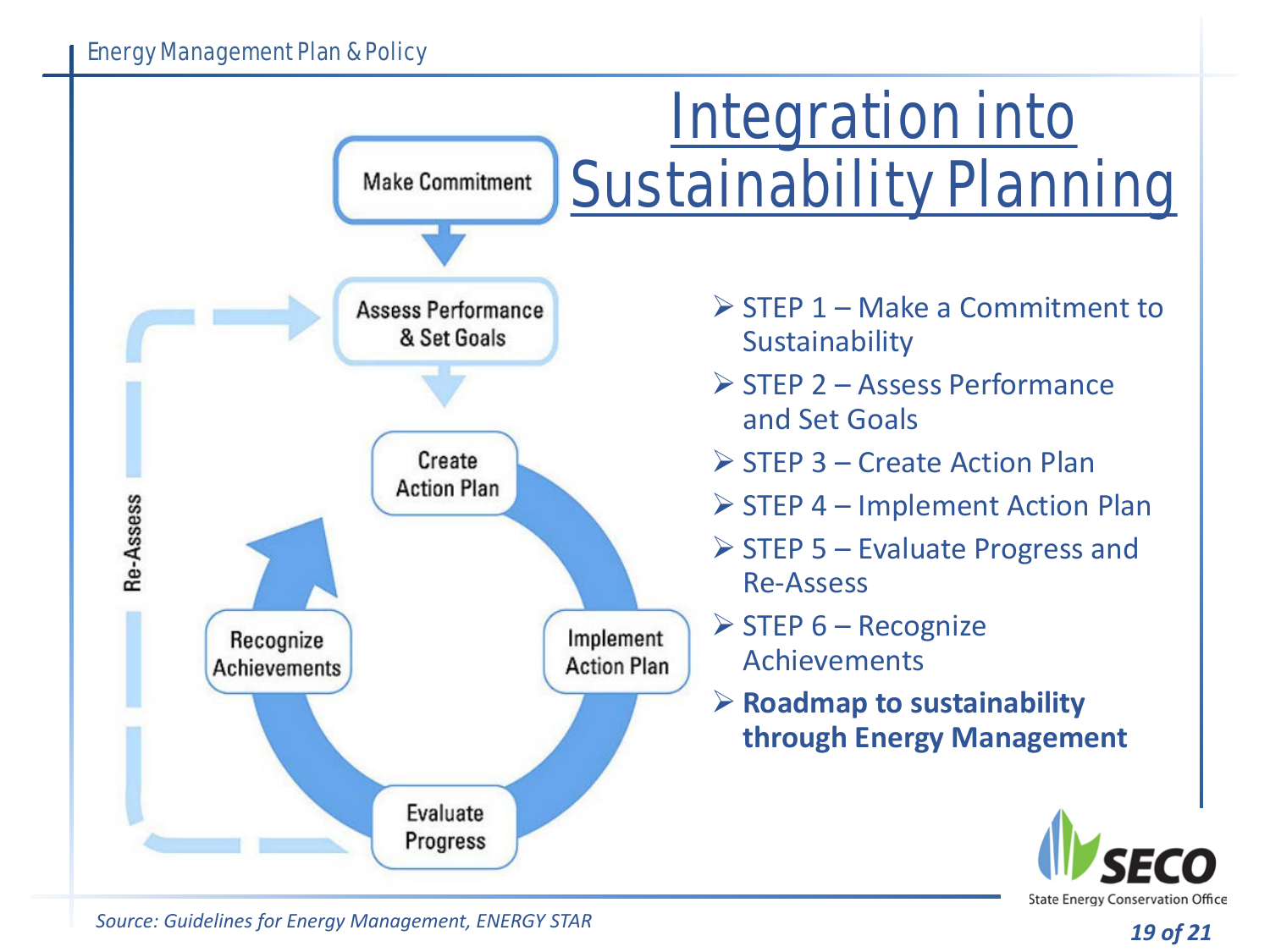# Integration into Sustainability Planning

Make Commitment

Assess Performance & Set Goals

Create Action Plan

Implement Action Plan

Evaluate Progress

Recognize Achievements

Re-Assess

- STEP 1 – Make a Commitment to Sustainability
- STEP 2 – Assess Performance and Set Goals
- STEP 3 – Create Action Plan
- STEP 4 – Implement Action Plan
- STEP 5 – Evaluate Progress and Re-Assess
- STEP 6 – Recognize Achievements
- **Roadmap to sustainability through Energy Management**

*Source: Guidelines for Energy Management, ENERGY STAR*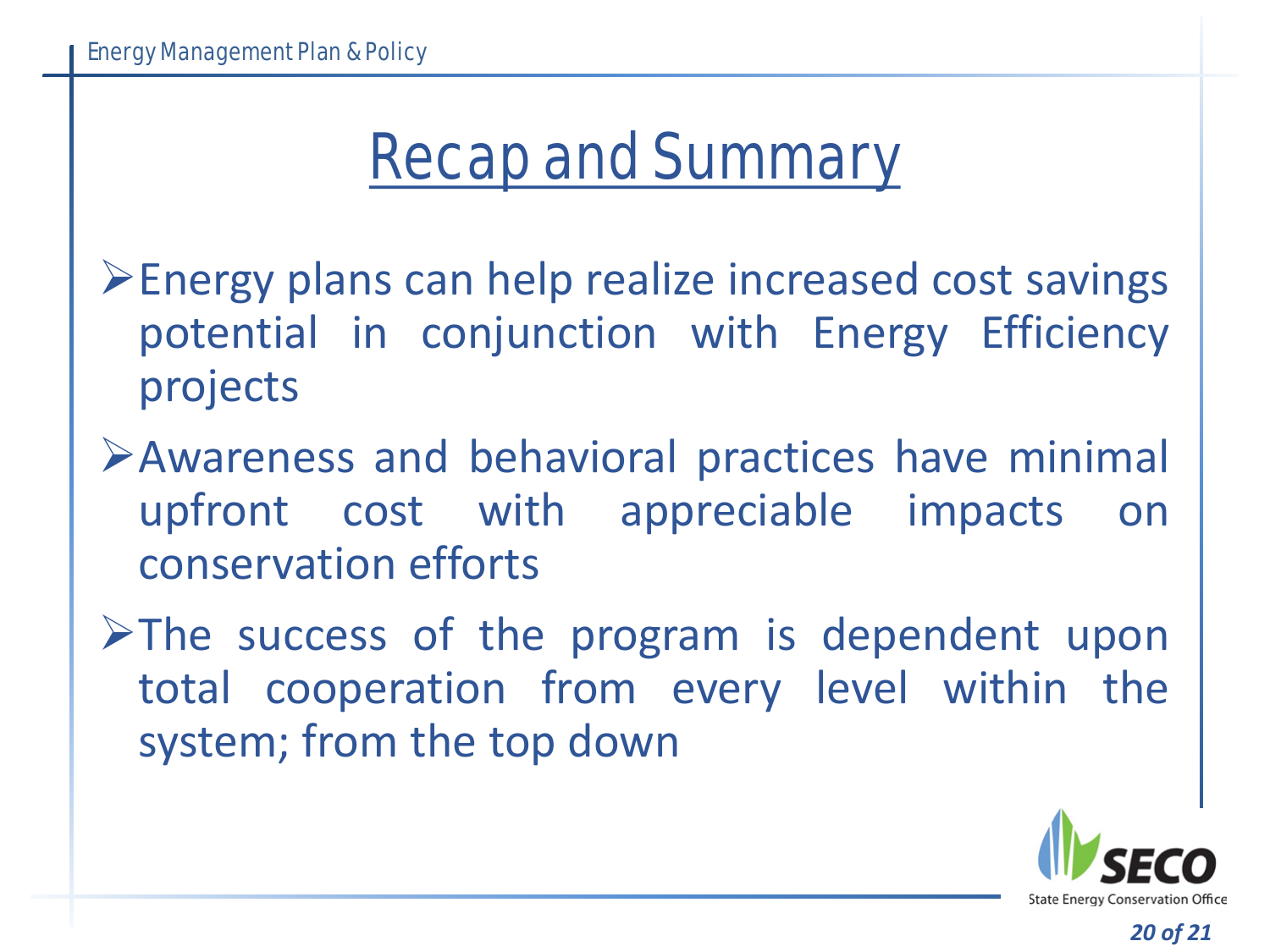# Recap and Summary

- Energy plans can help realize increased cost savings potential in conjunction with Energy Efficiency projects
- Awareness and behavioral practices have minimal upfront cost with appreciable impacts on conservation efforts
- The success of the program is dependent upon total cooperation from every level within the system; from the top down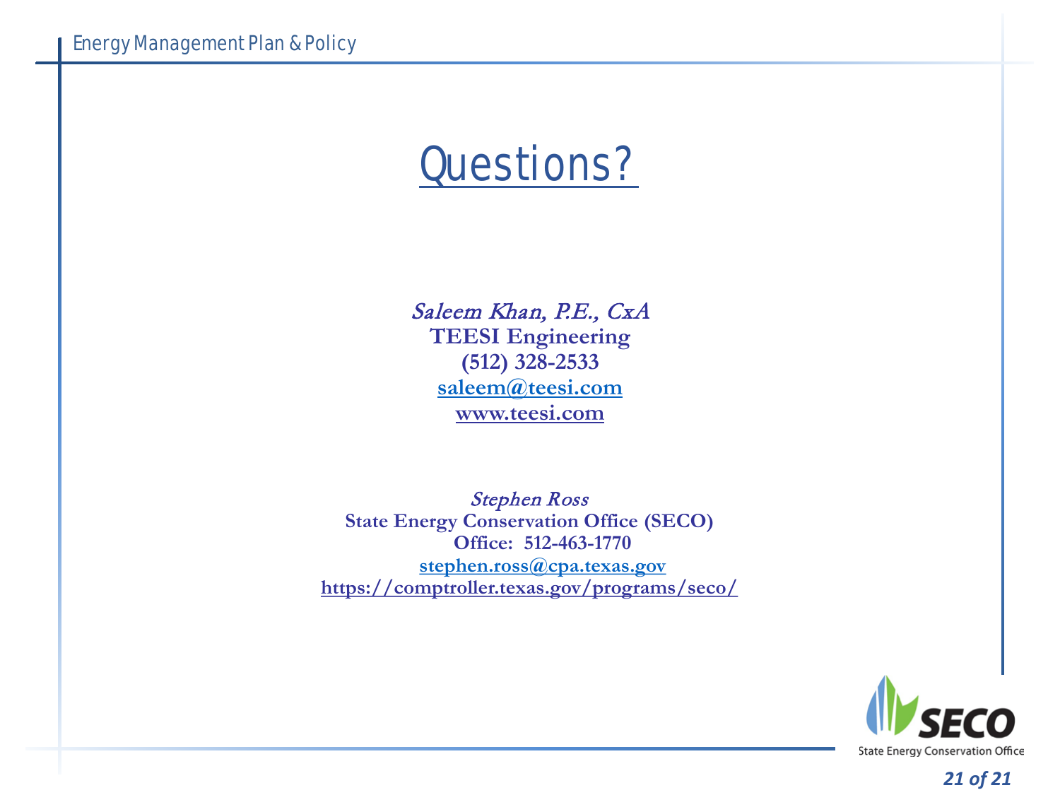# Questions?

*Saleem Khan, P.E., CxA*
**TEESI Engineering**
**(512) 328-2533**
**saleem@teesi.com**
**www.teesi.com**

*Stephen Ross*
**State Energy Conservation Office (SECO)**
**Office: 512-463-1770**
**stephen.ross@cpa.texas.gov**
**https://comptroller.texas.gov/programs/seco/**